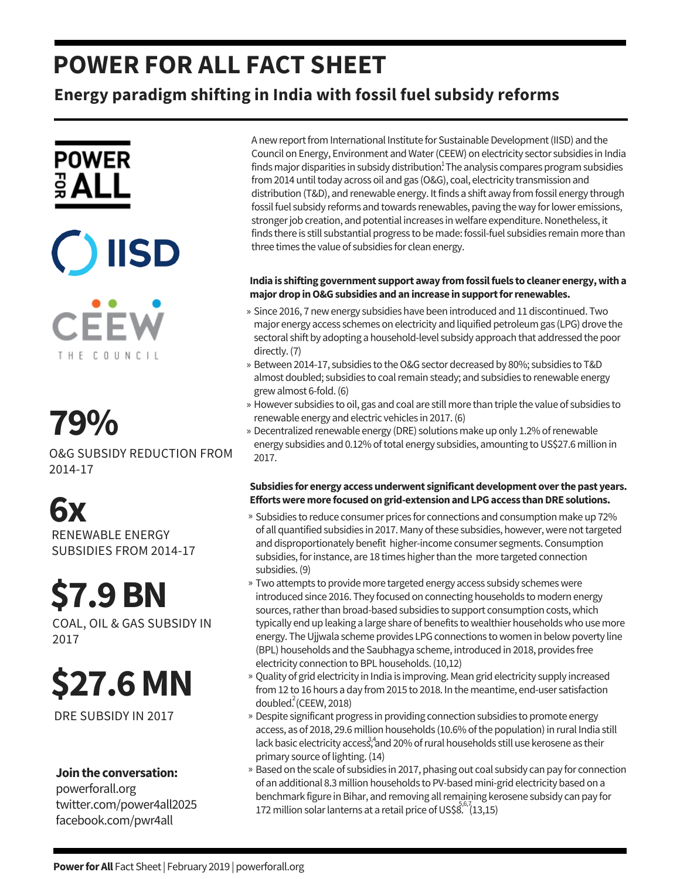# POWER FOR ALL FACT SHEET

## Energy paradigm shifting in India with fossil fuel subsidy reforms

A new report from International Institute for Sustainable Development (IISD) and the Council on Energy, Environment and Water (CEEW) on electricity sector subsidies in India finds major disparities in subsidy distribution[1] The analysis compares program subsidies from 2014 until today across oil and gas (O&G), coal, electricity transmission and distribution (T&D), and renewable energy. It finds a shift away from fossil energy through fossil fuel subsidy reforms and towards renewables, paving the way for lower emissions, stronger job creation, and potential increases in welfare expenditure. Nonetheless, it finds there is still substantial progress to be made: fossil-fuel subsidies remain more than three times the value of subsidies for clean energy.

**79%**
O&G SUBSIDY REDUCTION FROM 2014-17

**6x**
RENEWABLE ENERGY SUBSIDIES FROM 2014-17

**$7.9 BN**
COAL, OIL & GAS SUBSIDY IN 2017

**$27.6 MN**
DRE SUBSIDY IN 2017

**India is shifting government support away from fossil fuels to cleaner energy, with a major drop in O&G subsidies and an increase in support for renewables.**

- Since 2016, 7 new energy subsidies have been introduced and 11 discontinued. Two major energy access schemes on electricity and liquified petroleum gas (LPG) drove the sectoral shift by adopting a household-level subsidy approach that addressed the poor directly. (7)
- Between 2014-17, subsidies to the O&G sector decreased by 80%; subsidies to T&D almost doubled; subsidies to coal remain steady; and subsidies to renewable energy grew almost 6-fold. (6)
- However subsidies to oil, gas and coal are still more than triple the value of subsidies to renewable energy and electric vehicles in 2017. (6)
- Decentralized renewable energy (DRE) solutions make up only 1.2% of renewable energy subsidies and 0.12% of total energy subsidies, amounting to US$27.6 million in 2017.

**Subsidies for energy access underwent significant development over the past years. Efforts were more focused on grid-extension and LPG access than DRE solutions.**

- Subsidies to reduce consumer prices for connections and consumption make up 72% of all quantified subsidies in 2017. Many of these subsidies, however, were not targeted and disproportionately benefit higher-income consumer segments. Consumption subsidies, for instance, are 18 times higher than the more targeted connection subsidies. (9)
- Two attempts to provide more targeted energy access subsidy schemes were introduced since 2016. They focused on connecting households to modern energy sources, rather than broad-based subsidies to support consumption costs, which typically end up leaking a large share of benefits to wealthier households who use more energy. The Ujjwala scheme provides LPG connections to women in below poverty line (BPL) households and the Saubhagya scheme, introduced in 2018, provides free electricity connection to BPL households. (10,12)
- Quality of grid electricity in India is improving. Mean grid electricity supply increased from 12 to 16 hours a day from 2015 to 2018. In the meantime, end-user satisfaction doubled.[2] (CEEW, 2018)
- Despite significant progress in providing connection subsidies to promote energy access, as of 2018, 29.6 million households (10.6% of the population) in rural India still lack basic electricity access[3,4] and 20% of rural households still use kerosene as their primary source of lighting. (14)
- Based on the scale of subsidies in 2017, phasing out coal subsidy can pay for connection of an additional 8.3 million households to PV-based mini-grid electricity based on a benchmark figure in Bihar, and removing all remaining kerosene subsidy can pay for 172 million solar lanterns at a retail price of US$8.[5,6,7] (13,15)

**Join the conversation:**
powerforall.org
twitter.com/power4all2025
facebook.com/pwr4all

**Power for All** Fact Sheet | February 2019 | powerforall.org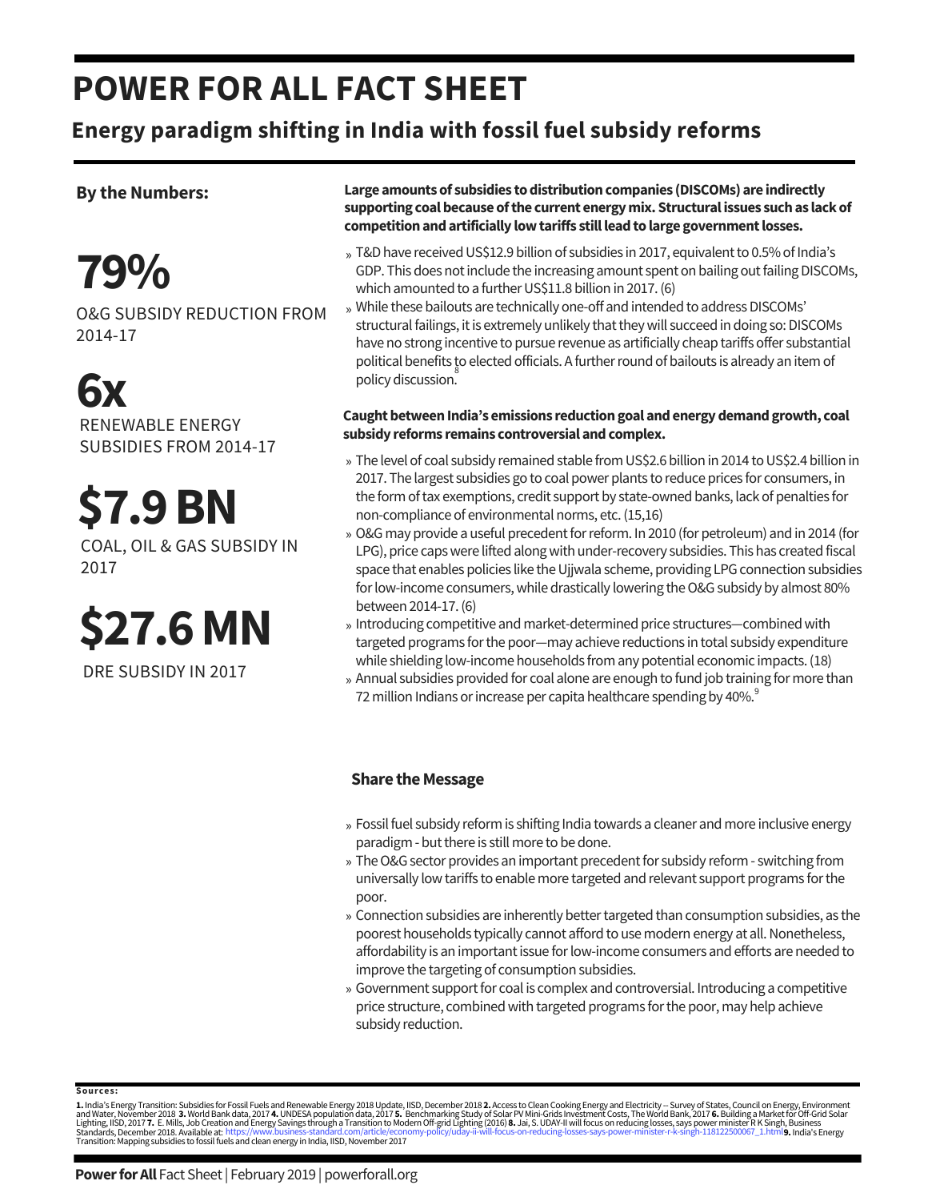# POWER FOR ALL FACT SHEET

## Energy paradigm shifting in India with fossil fuel subsidy reforms

### By the Numbers:

**79%**
O&G SUBSIDY REDUCTION FROM 2014-17

**6x**
RENEWABLE ENERGY SUBSIDIES FROM 2014-17

**$7.9 BN**
COAL, OIL & GAS SUBSIDY IN 2017

**$27.6 MN**
DRE SUBSIDY IN 2017

**Large amounts of subsidies to distribution companies (DISCOMs) are indirectly supporting coal because of the current energy mix. Structural issues such as lack of competition and artificially low tariffs still lead to large government losses.**

- T&D have received US$12.9 billion of subsidies in 2017, equivalent to 0.5% of India's GDP. This does not include the increasing amount spent on bailing out failing DISCOMs, which amounted to a further US$11.8 billion in 2017. (6)
- While these bailouts are technically one-off and intended to address DISCOMs' structural failings, it is extremely unlikely that they will succeed in doing so: DISCOMs have no strong incentive to pursue revenue as artificially cheap tariffs offer substantial political benefits to elected officials. A further round of bailouts is already an item of policy discussion.[8]

**Caught between India's emissions reduction goal and energy demand growth, coal subsidy reforms remains controversial and complex.**

- The level of coal subsidy remained stable from US$2.6 billion in 2014 to US$2.4 billion in 2017. The largest subsidies go to coal power plants to reduce prices for consumers, in the form of tax exemptions, credit support by state-owned banks, lack of penalties for non-compliance of environmental norms, etc. (15,16)
- O&G may provide a useful precedent for reform. In 2010 (for petroleum) and in 2014 (for LPG), price caps were lifted along with under-recovery subsidies. This has created fiscal space that enables policies like the Ujjwala scheme, providing LPG connection subsidies for low-income consumers, while drastically lowering the O&G subsidy by almost 80% between 2014-17. (6)
- Introducing competitive and market-determined price structures—combined with targeted programs for the poor—may achieve reductions in total subsidy expenditure while shielding low-income households from any potential economic impacts. (18)
- Annual subsidies provided for coal alone are enough to fund job training for more than 72 million Indians or increase per capita healthcare spending by 40%.[9]

### Share the Message

- Fossil fuel subsidy reform is shifting India towards a cleaner and more inclusive energy paradigm - but there is still more to be done.
- The O&G sector provides an important precedent for subsidy reform - switching from universally low tariffs to enable more targeted and relevant support programs for the poor.
- Connection subsidies are inherently better targeted than consumption subsidies, as the poorest households typically cannot afford to use modern energy at all. Nonetheless, affordability is an important issue for low-income consumers and efforts are needed to improve the targeting of consumption subsidies.
- Government support for coal is complex and controversial. Introducing a competitive price structure, combined with targeted programs for the poor, may help achieve subsidy reduction.

**Sources:**

**1.** India's Energy Transition: Subsidies for Fossil Fuels and Renewable Energy 2018 Update, IISD, December 2018 **2.** Access to Clean Cooking Energy and Electricity -- Survey of States, Council on Energy, Environment and Water, November 2018 **3.** World Bank data, 2017 **4.** UNDESA population data, 2017 **5.** Benchmarking Study of Solar PV Mini-Grids Investment Costs, The World Bank, 2017 **6.** Building a Market for Off-Grid Solar Lighting, IISD, 2017 **7.** E. Mills, Job Creation and Energy Savings through a Transition to Modern Off-grid Lighting (2016) **8.** Jai, S. UDAY-II will focus on reducing losses, says power minister R K Singh, Business Standards, December 2018. Available at: https://www.business-standard.com/article/economy-policy/uday-ii-will-focus-on-reducing-losses-says-power-minister-r-k-singh-118122500067_1.html **9.** India's Energy Transition: Mapping subsidies to fossil fuels and clean energy in India, IISD, November 2017

**Power for All** Fact Sheet | February 2019 | powerforall.org